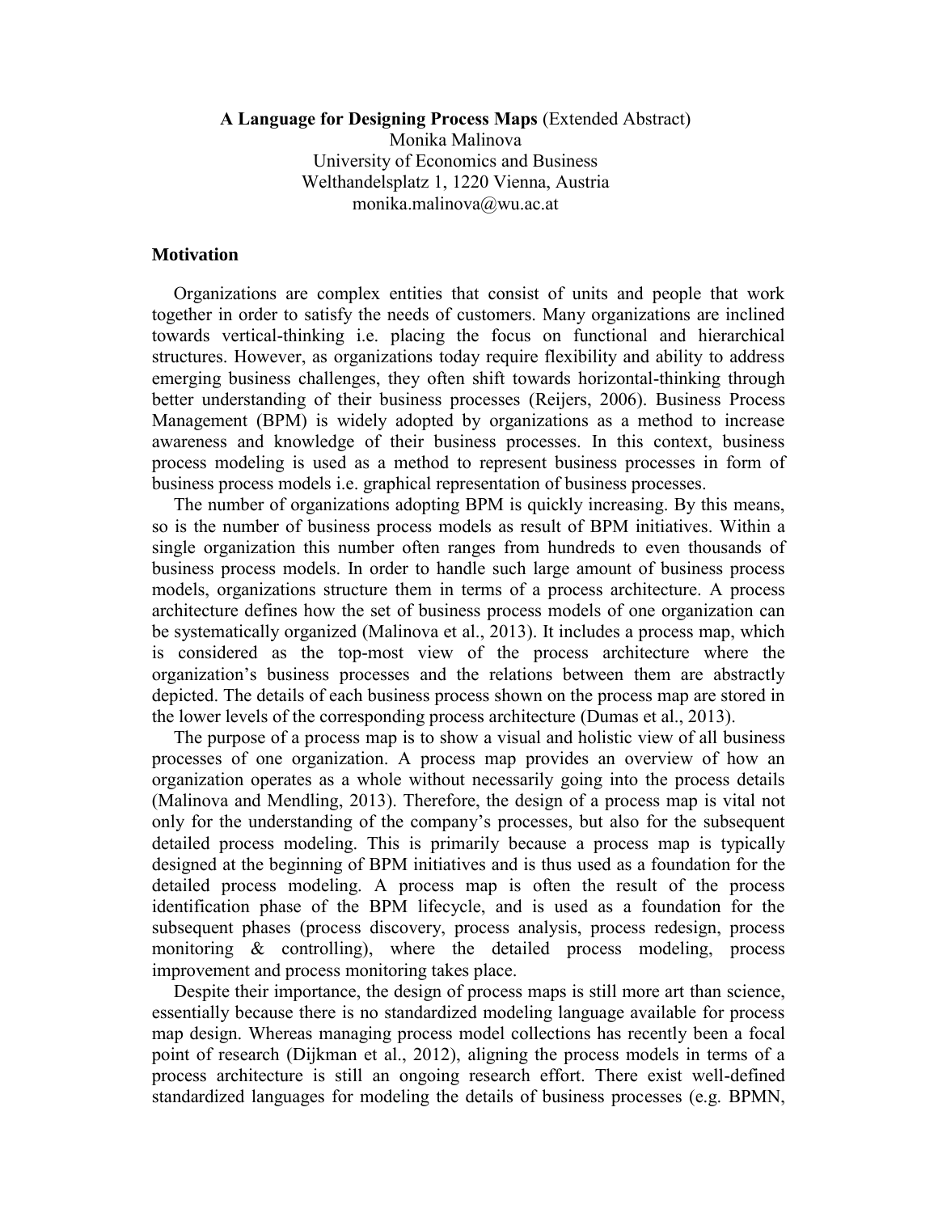**A Language for Designing Process Maps** (Extended Abstract)
Monika Malinova
University of Economics and Business
Welthandelsplatz 1, 1220 Vienna, Austria
monika.malinova@wu.ac.at

## Motivation

Organizations are complex entities that consist of units and people that work together in order to satisfy the needs of customers. Many organizations are inclined towards vertical-thinking i.e. placing the focus on functional and hierarchical structures. However, as organizations today require flexibility and ability to address emerging business challenges, they often shift towards horizontal-thinking through better understanding of their business processes (Reijers, 2006). Business Process Management (BPM) is widely adopted by organizations as a method to increase awareness and knowledge of their business processes. In this context, business process modeling is used as a method to represent business processes in form of business process models i.e. graphical representation of business processes.

The number of organizations adopting BPM is quickly increasing. By this means, so is the number of business process models as result of BPM initiatives. Within a single organization this number often ranges from hundreds to even thousands of business process models. In order to handle such large amount of business process models, organizations structure them in terms of a process architecture. A process architecture defines how the set of business process models of one organization can be systematically organized (Malinova et al., 2013). It includes a process map, which is considered as the top-most view of the process architecture where the organization's business processes and the relations between them are abstractly depicted. The details of each business process shown on the process map are stored in the lower levels of the corresponding process architecture (Dumas et al., 2013).

The purpose of a process map is to show a visual and holistic view of all business processes of one organization. A process map provides an overview of how an organization operates as a whole without necessarily going into the process details (Malinova and Mendling, 2013). Therefore, the design of a process map is vital not only for the understanding of the company's processes, but also for the subsequent detailed process modeling. This is primarily because a process map is typically designed at the beginning of BPM initiatives and is thus used as a foundation for the detailed process modeling. A process map is often the result of the process identification phase of the BPM lifecycle, and is used as a foundation for the subsequent phases (process discovery, process analysis, process redesign, process monitoring & controlling), where the detailed process modeling, process improvement and process monitoring takes place.

Despite their importance, the design of process maps is still more art than science, essentially because there is no standardized modeling language available for process map design. Whereas managing process model collections has recently been a focal point of research (Dijkman et al., 2012), aligning the process models in terms of a process architecture is still an ongoing research effort. There exist well-defined standardized languages for modeling the details of business processes (e.g. BPMN,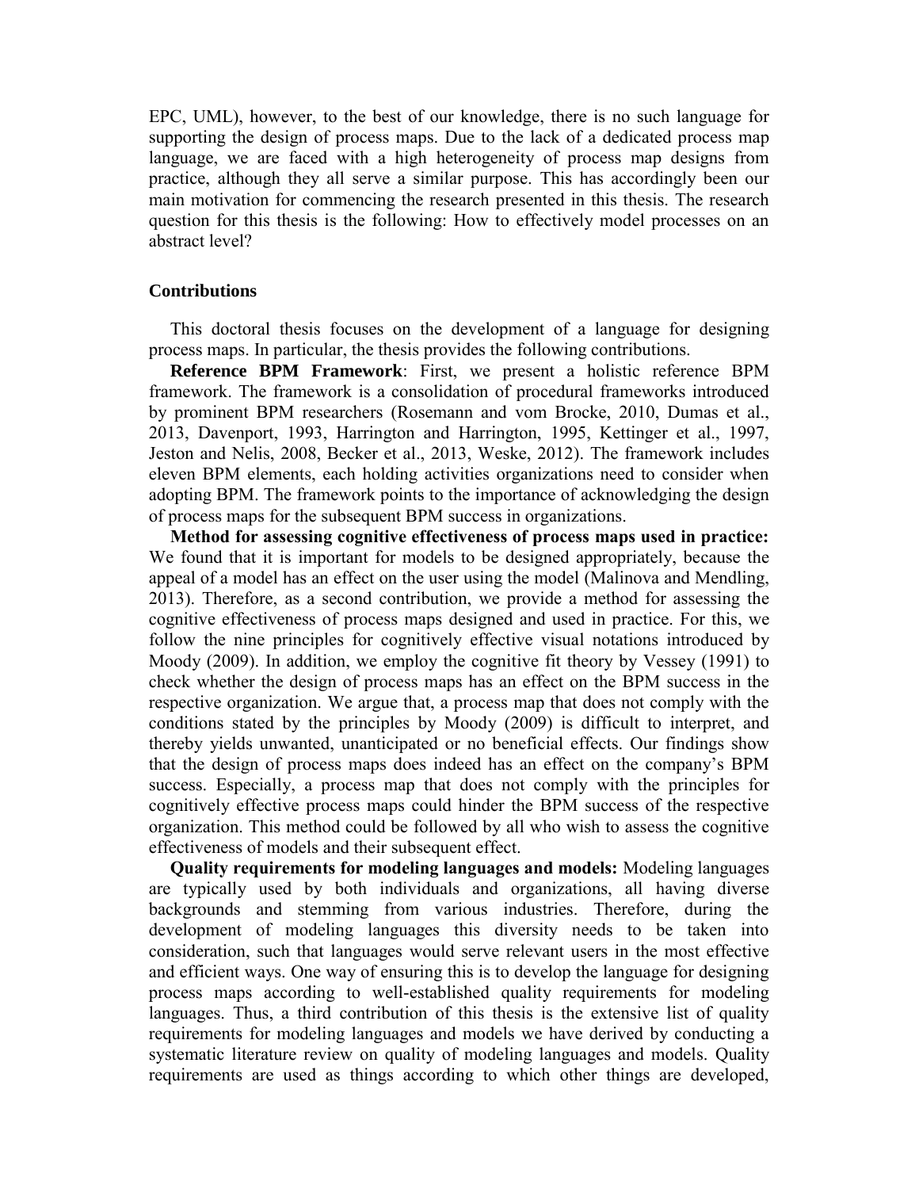EPC, UML), however, to the best of our knowledge, there is no such language for supporting the design of process maps. Due to the lack of a dedicated process map language, we are faced with a high heterogeneity of process map designs from practice, although they all serve a similar purpose. This has accordingly been our main motivation for commencing the research presented in this thesis. The research question for this thesis is the following: How to effectively model processes on an abstract level?

### Contributions

This doctoral thesis focuses on the development of a language for designing process maps. In particular, the thesis provides the following contributions.

**Reference BPM Framework**: First, we present a holistic reference BPM framework. The framework is a consolidation of procedural frameworks introduced by prominent BPM researchers (Rosemann and vom Brocke, 2010, Dumas et al., 2013, Davenport, 1993, Harrington and Harrington, 1995, Kettinger et al., 1997, Jeston and Nelis, 2008, Becker et al., 2013, Weske, 2012). The framework includes eleven BPM elements, each holding activities organizations need to consider when adopting BPM. The framework points to the importance of acknowledging the design of process maps for the subsequent BPM success in organizations.

**Method for assessing cognitive effectiveness of process maps used in practice:** We found that it is important for models to be designed appropriately, because the appeal of a model has an effect on the user using the model (Malinova and Mendling, 2013). Therefore, as a second contribution, we provide a method for assessing the cognitive effectiveness of process maps designed and used in practice. For this, we follow the nine principles for cognitively effective visual notations introduced by Moody (2009). In addition, we employ the cognitive fit theory by Vessey (1991) to check whether the design of process maps has an effect on the BPM success in the respective organization. We argue that, a process map that does not comply with the conditions stated by the principles by Moody (2009) is difficult to interpret, and thereby yields unwanted, unanticipated or no beneficial effects. Our findings show that the design of process maps does indeed has an effect on the company's BPM success. Especially, a process map that does not comply with the principles for cognitively effective process maps could hinder the BPM success of the respective organization. This method could be followed by all who wish to assess the cognitive effectiveness of models and their subsequent effect.

**Quality requirements for modeling languages and models:** Modeling languages are typically used by both individuals and organizations, all having diverse backgrounds and stemming from various industries. Therefore, during the development of modeling languages this diversity needs to be taken into consideration, such that languages would serve relevant users in the most effective and efficient ways. One way of ensuring this is to develop the language for designing process maps according to well-established quality requirements for modeling languages. Thus, a third contribution of this thesis is the extensive list of quality requirements for modeling languages and models we have derived by conducting a systematic literature review on quality of modeling languages and models. Quality requirements are used as things according to which other things are developed,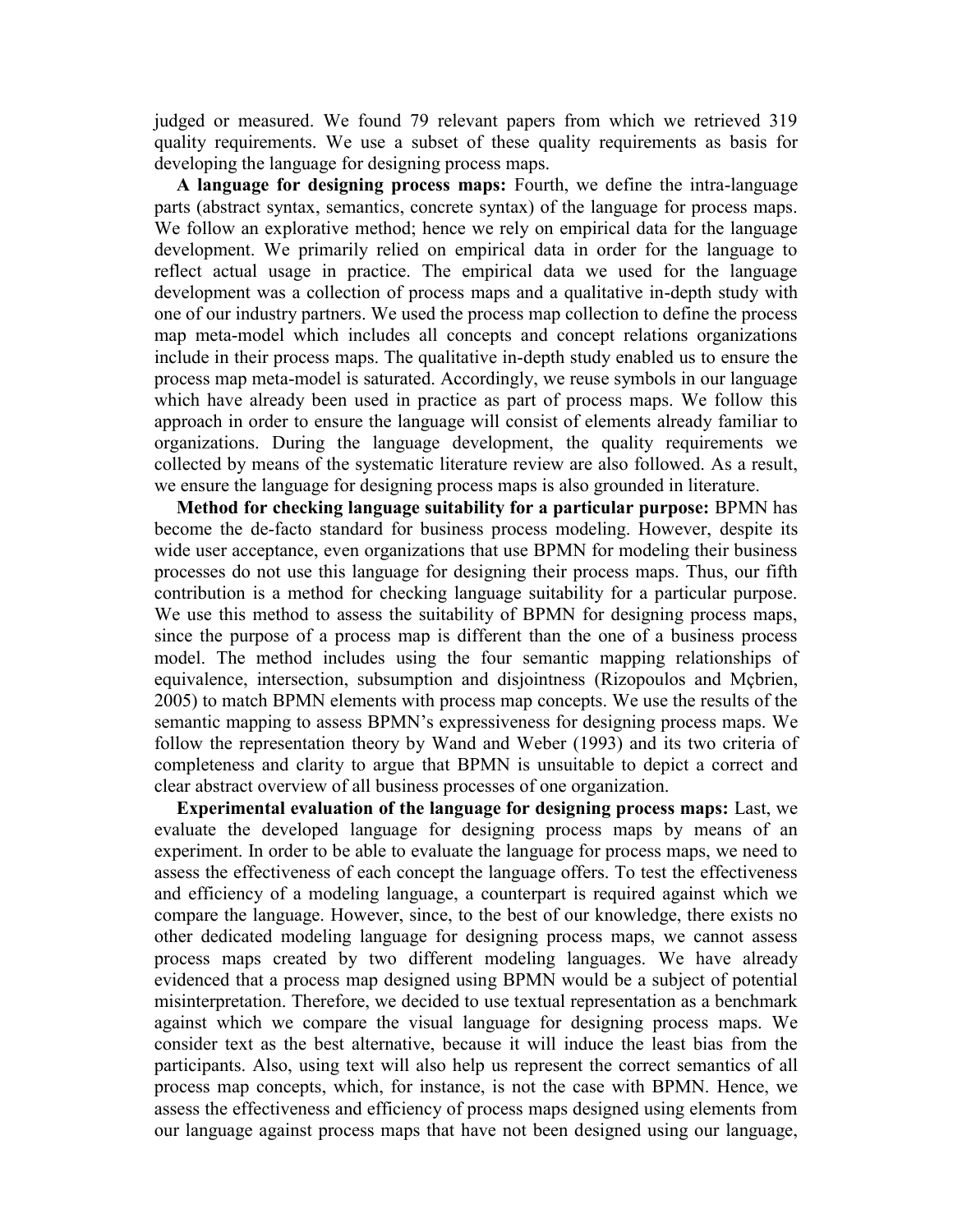judged or measured. We found 79 relevant papers from which we retrieved 319 quality requirements. We use a subset of these quality requirements as basis for developing the language for designing process maps.

**A language for designing process maps:** Fourth, we define the intra-language parts (abstract syntax, semantics, concrete syntax) of the language for process maps. We follow an explorative method; hence we rely on empirical data for the language development. We primarily relied on empirical data in order for the language to reflect actual usage in practice. The empirical data we used for the language development was a collection of process maps and a qualitative in-depth study with one of our industry partners. We used the process map collection to define the process map meta-model which includes all concepts and concept relations organizations include in their process maps. The qualitative in-depth study enabled us to ensure the process map meta-model is saturated. Accordingly, we reuse symbols in our language which have already been used in practice as part of process maps. We follow this approach in order to ensure the language will consist of elements already familiar to organizations. During the language development, the quality requirements we collected by means of the systematic literature review are also followed. As a result, we ensure the language for designing process maps is also grounded in literature.

**Method for checking language suitability for a particular purpose:** BPMN has become the de-facto standard for business process modeling. However, despite its wide user acceptance, even organizations that use BPMN for modeling their business processes do not use this language for designing their process maps. Thus, our fifth contribution is a method for checking language suitability for a particular purpose. We use this method to assess the suitability of BPMN for designing process maps, since the purpose of a process map is different than the one of a business process model. The method includes using the four semantic mapping relationships of equivalence, intersection, subsumption and disjointness (Rizopoulos and Mçbrien, 2005) to match BPMN elements with process map concepts. We use the results of the semantic mapping to assess BPMN's expressiveness for designing process maps. We follow the representation theory by Wand and Weber (1993) and its two criteria of completeness and clarity to argue that BPMN is unsuitable to depict a correct and clear abstract overview of all business processes of one organization.

**Experimental evaluation of the language for designing process maps:** Last, we evaluate the developed language for designing process maps by means of an experiment. In order to be able to evaluate the language for process maps, we need to assess the effectiveness of each concept the language offers. To test the effectiveness and efficiency of a modeling language, a counterpart is required against which we compare the language. However, since, to the best of our knowledge, there exists no other dedicated modeling language for designing process maps, we cannot assess process maps created by two different modeling languages. We have already evidenced that a process map designed using BPMN would be a subject of potential misinterpretation. Therefore, we decided to use textual representation as a benchmark against which we compare the visual language for designing process maps. We consider text as the best alternative, because it will induce the least bias from the participants. Also, using text will also help us represent the correct semantics of all process map concepts, which, for instance, is not the case with BPMN. Hence, we assess the effectiveness and efficiency of process maps designed using elements from our language against process maps that have not been designed using our language,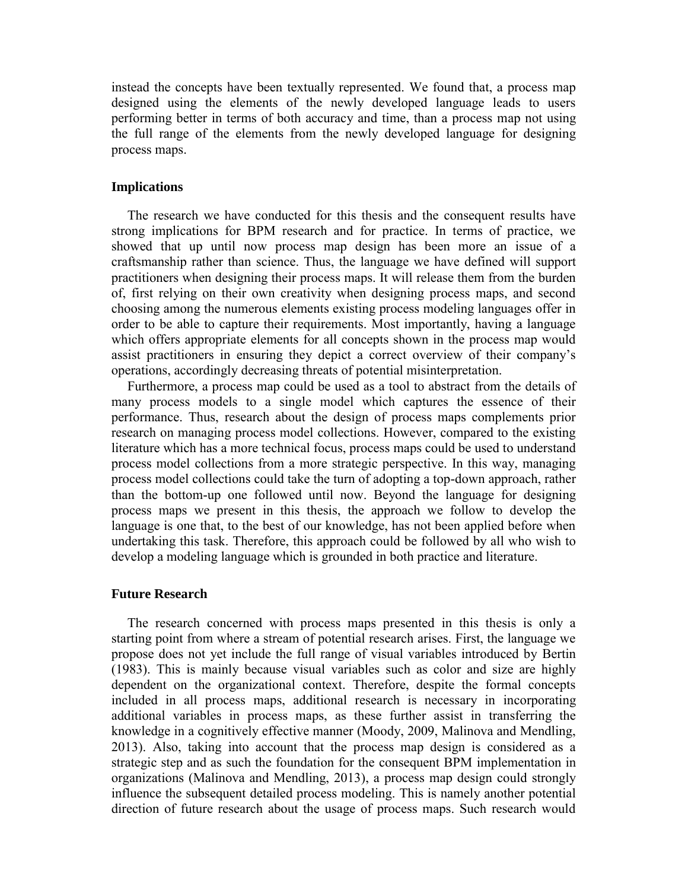instead the concepts have been textually represented. We found that, a process map designed using the elements of the newly developed language leads to users performing better in terms of both accuracy and time, than a process map not using the full range of the elements from the newly developed language for designing process maps.

### Implications

The research we have conducted for this thesis and the consequent results have strong implications for BPM research and for practice. In terms of practice, we showed that up until now process map design has been more an issue of a craftsmanship rather than science. Thus, the language we have defined will support practitioners when designing their process maps. It will release them from the burden of, first relying on their own creativity when designing process maps, and second choosing among the numerous elements existing process modeling languages offer in order to be able to capture their requirements. Most importantly, having a language which offers appropriate elements for all concepts shown in the process map would assist practitioners in ensuring they depict a correct overview of their company's operations, accordingly decreasing threats of potential misinterpretation.

Furthermore, a process map could be used as a tool to abstract from the details of many process models to a single model which captures the essence of their performance. Thus, research about the design of process maps complements prior research on managing process model collections. However, compared to the existing literature which has a more technical focus, process maps could be used to understand process model collections from a more strategic perspective. In this way, managing process model collections could take the turn of adopting a top-down approach, rather than the bottom-up one followed until now. Beyond the language for designing process maps we present in this thesis, the approach we follow to develop the language is one that, to the best of our knowledge, has not been applied before when undertaking this task. Therefore, this approach could be followed by all who wish to develop a modeling language which is grounded in both practice and literature.

### Future Research

The research concerned with process maps presented in this thesis is only a starting point from where a stream of potential research arises. First, the language we propose does not yet include the full range of visual variables introduced by Bertin (1983). This is mainly because visual variables such as color and size are highly dependent on the organizational context. Therefore, despite the formal concepts included in all process maps, additional research is necessary in incorporating additional variables in process maps, as these further assist in transferring the knowledge in a cognitively effective manner (Moody, 2009, Malinova and Mendling, 2013). Also, taking into account that the process map design is considered as a strategic step and as such the foundation for the consequent BPM implementation in organizations (Malinova and Mendling, 2013), a process map design could strongly influence the subsequent detailed process modeling. This is namely another potential direction of future research about the usage of process maps. Such research would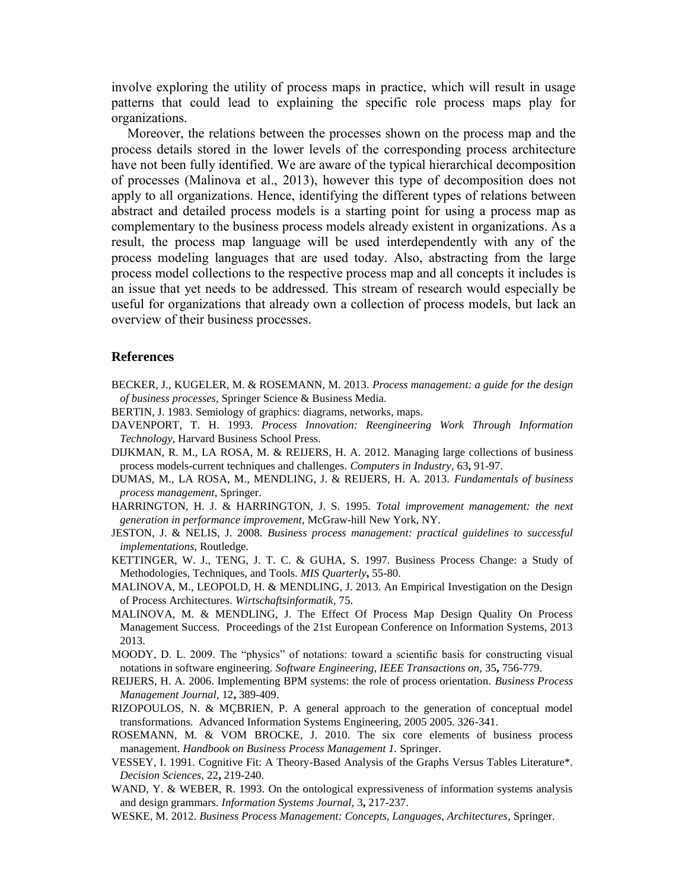involve exploring the utility of process maps in practice, which will result in usage patterns that could lead to explaining the specific role process maps play for organizations.

Moreover, the relations between the processes shown on the process map and the process details stored in the lower levels of the corresponding process architecture have not been fully identified. We are aware of the typical hierarchical decomposition of processes (Malinova et al., 2013), however this type of decomposition does not apply to all organizations. Hence, identifying the different types of relations between abstract and detailed process models is a starting point for using a process map as complementary to the business process models already existent in organizations. As a result, the process map language will be used interdependently with any of the process modeling languages that are used today. Also, abstracting from the large process model collections to the respective process map and all concepts it includes is an issue that yet needs to be addressed. This stream of research would especially be useful for organizations that already own a collection of process models, but lack an overview of their business processes.

## References

BECKER, J., KUGELER, M. & ROSEMANN, M. 2013. *Process management: a guide for the design of business processes*, Springer Science & Business Media.

BERTIN, J. 1983. Semiology of graphics: diagrams, networks, maps.

DAVENPORT, T. H. 1993. *Process Innovation: Reengineering Work Through Information Technology*, Harvard Business School Press.

DIJKMAN, R. M., LA ROSA, M. & REIJERS, H. A. 2012. Managing large collections of business process models-current techniques and challenges. *Computers in Industry,* 63**,** 91-97.

DUMAS, M., LA ROSA, M., MENDLING, J. & REIJERS, H. A. 2013. *Fundamentals of business process management*, Springer.

HARRINGTON, H. J. & HARRINGTON, J. S. 1995. *Total improvement management: the next generation in performance improvement*, McGraw-hill New York, NY.

JESTON, J. & NELIS, J. 2008. *Business process management: practical guidelines to successful implementations*, Routledge.

KETTINGER, W. J., TENG, J. T. C. & GUHA, S. 1997. Business Process Change: a Study of Methodologies, Techniques, and Tools. *MIS Quarterly***,** 55-80.

MALINOVA, M., LEOPOLD, H. & MENDLING, J. 2013. An Empirical Investigation on the Design of Process Architectures. *Wirtschaftsinformatik,* 75.

MALINOVA, M. & MENDLING, J. The Effect Of Process Map Design Quality On Process Management Success. Proceedings of the 21st European Conference on Information Systems, 2013 2013.

MOODY, D. L. 2009. The "physics" of notations: toward a scientific basis for constructing visual notations in software engineering. *Software Engineering, IEEE Transactions on,* 35**,** 756-779.

REIJERS, H. A. 2006. Implementing BPM systems: the role of process orientation. *Business Process Management Journal,* 12**,** 389-409.

RIZOPOULOS, N. & MÇBRIEN, P. A general approach to the generation of conceptual model transformations. Advanced Information Systems Engineering, 2005 2005. 326-341.

ROSEMANN, M. & VOM BROCKE, J. 2010. The six core elements of business process management. *Handbook on Business Process Management 1.* Springer.

VESSEY, I. 1991. Cognitive Fit: A Theory-Based Analysis of the Graphs Versus Tables Literature*. *Decision Sciences,* 22**,** 219-240.

WAND, Y. & WEBER, R. 1993. On the ontological expressiveness of information systems analysis and design grammars. *Information Systems Journal,* 3**,** 217-237.

WESKE, M. 2012. *Business Process Management: Concepts, Languages, Architectures*, Springer.